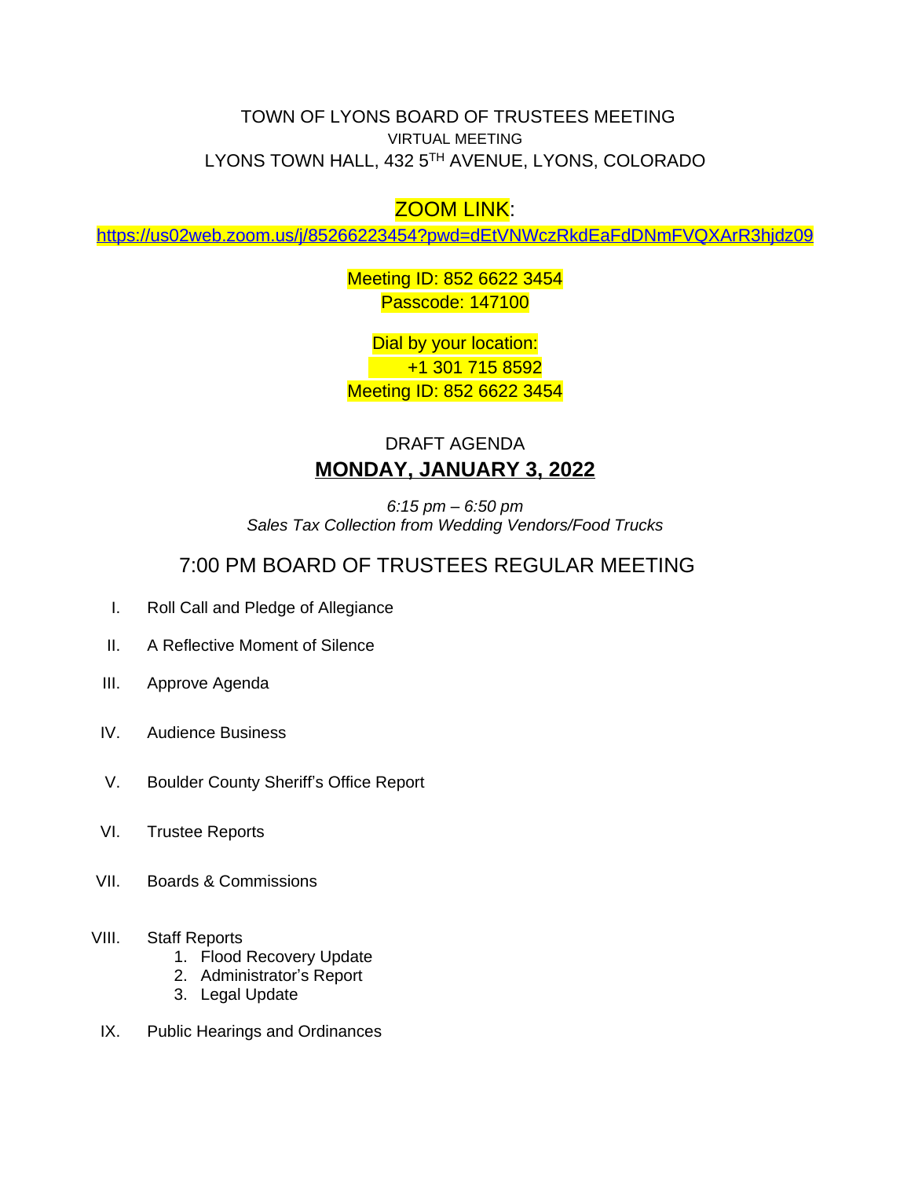# TOWN OF LYONS BOARD OF TRUSTEES MEETING

VIRTUAL MEETING

LYONS TOWN HALL, 432 5TH AVENUE, LYONS, COLORADO

ZOOM LINK:

https://us02web.zoom.us/j/85266223454?pwd=dEtVNWczRkdEaFdDNmFVQXArR3hjdz09

Meeting ID: 852 6622 3454

Passcode: 147100

Dial by your location:

+1 301 715 8592

Meeting ID: 852 6622 3454

DRAFT AGENDA

## MONDAY, JANUARY 3, 2022

*6:15 pm – 6:50 pm*

*Sales Tax Collection from Wedding Vendors/Food Trucks*

## 7:00 PM BOARD OF TRUSTEES REGULAR MEETING

I. Roll Call and Pledge of Allegiance

II. A Reflective Moment of Silence

III. Approve Agenda

IV. Audience Business

V. Boulder County Sheriff's Office Report

VI. Trustee Reports

VII. Boards & Commissions

VIII. Staff Reports
1. Flood Recovery Update
2. Administrator's Report
3. Legal Update

IX. Public Hearings and Ordinances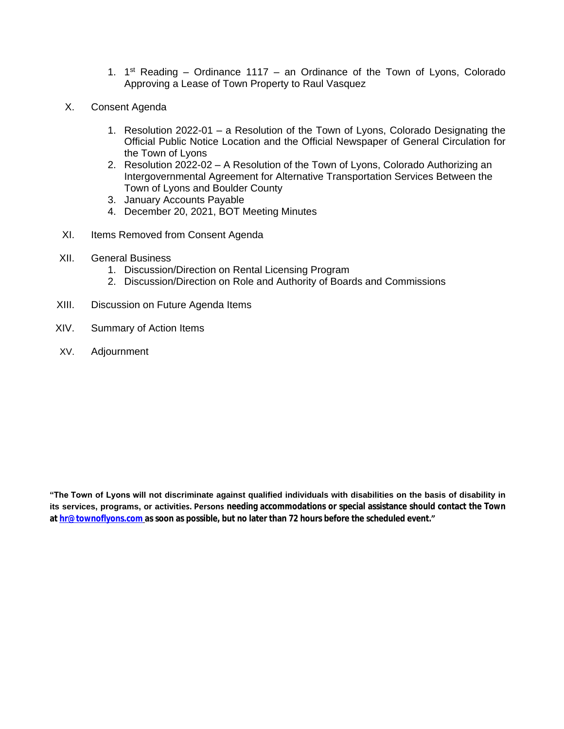1. 1st Reading – Ordinance 1117 – an Ordinance of the Town of Lyons, Colorado Approving a Lease of Town Property to Raul Vasquez

X. Consent Agenda

1. Resolution 2022-01 – a Resolution of the Town of Lyons, Colorado Designating the Official Public Notice Location and the Official Newspaper of General Circulation for the Town of Lyons
2. Resolution 2022-02 – A Resolution of the Town of Lyons, Colorado Authorizing an Intergovernmental Agreement for Alternative Transportation Services Between the Town of Lyons and Boulder County
3. January Accounts Payable
4. December 20, 2021, BOT Meeting Minutes

XI. Items Removed from Consent Agenda

XII. General Business

1. Discussion/Direction on Rental Licensing Program
2. Discussion/Direction on Role and Authority of Boards and Commissions

XIII. Discussion on Future Agenda Items

XIV. Summary of Action Items

XV. Adjournment

**"The Town of Lyons will not discriminate against qualified individuals with disabilities on the basis of disability in its services, programs, or activities. Persons needing accommodations or special assistance should contact the Town at hr@townoflyons.com as soon as possible, but no later than 72 hours before the scheduled event."**